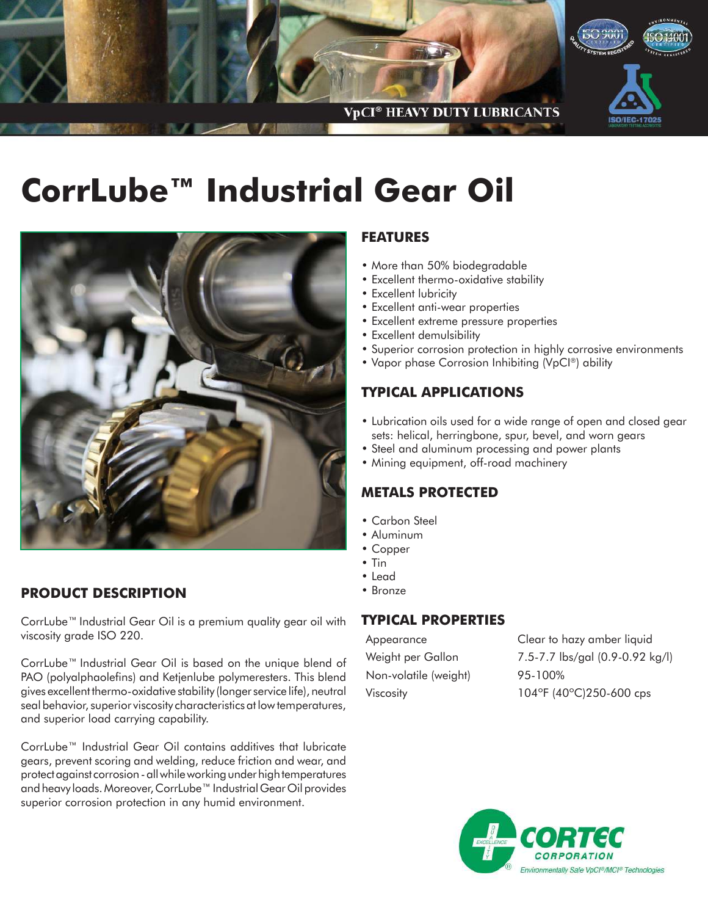VpCI® HEAVY DUTY LUBRICANTS

# CorrLube™ Industrial Gear Oil

## PRODUCT DESCRIPTION

CorrLube™ Industrial Gear Oil is a premium quality gear oil with viscosity grade ISO 220.

CorrLube™ Industrial Gear Oil is based on the unique blend of PAO (polyalphaolefins) and Ketjenlube polymeresters. This blend gives excellent thermo-oxidative stability (longer service life), neutral seal behavior, superior viscosity characteristics at low temperatures, and superior load carrying capability.

CorrLube™ Industrial Gear Oil contains additives that lubricate gears, prevent scoring and welding, reduce friction and wear, and protect against corrosion - all while working under high temperatures and heavy loads. Moreover, CorrLube™ Industrial Gear Oil provides superior corrosion protection in any humid environment.

## FEATURES

- More than 50% biodegradable
- Excellent thermo-oxidative stability
- Excellent lubricity
- Excellent anti-wear properties
- Excellent extreme pressure properties
- Excellent demulsibility
- Superior corrosion protection in highly corrosive environments
- Vapor phase Corrosion Inhibiting (VpCI®) ability

## TYPICAL APPLICATIONS

- Lubrication oils used for a wide range of open and closed gear sets: helical, herringbone, spur, bevel, and worn gears
- Steel and aluminum processing and power plants
- Mining equipment, off-road machinery

## METALS PROTECTED

- Carbon Steel
- Aluminum
- Copper
- Tin
- Lead
- Bronze

## TYPICAL PROPERTIES

| | |
|---|---|
| Appearance | Clear to hazy amber liquid |
| Weight per Gallon | 7.5-7.7 lbs/gal (0.9-0.92 kg/l) |
| Non-volatile (weight) | 95-100% |
| Viscosity | 104°F (40°C)250-600 cps |

CORTEC CORPORATION
Environmentally Safe VpCI®/MCI® Technologies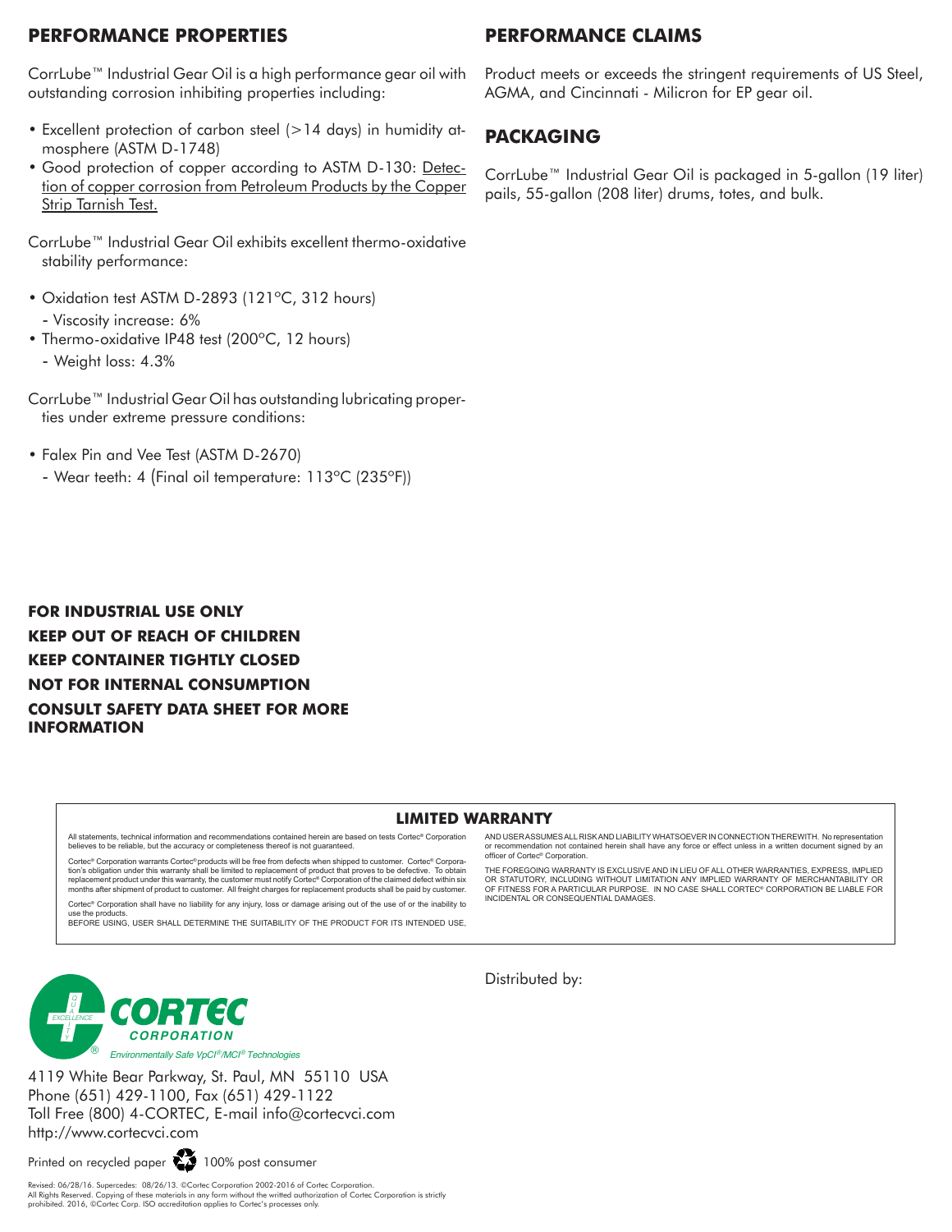## PERFORMANCE PROPERTIES

CorrLube™ Industrial Gear Oil is a high performance gear oil with outstanding corrosion inhibiting properties including:

- Excellent protection of carbon steel (>14 days) in humidity atmosphere (ASTM D-1748)
- Good protection of copper according to ASTM D-130: Detection of copper corrosion from Petroleum Products by the Copper Strip Tarnish Test.

CorrLube™ Industrial Gear Oil exhibits excellent thermo-oxidative stability performance:

- Oxidation test ASTM D-2893 (121°C, 312 hours)
  - Viscosity increase: 6%
- Thermo-oxidative IP48 test (200°C, 12 hours)
  - Weight loss: 4.3%

CorrLube™ Industrial Gear Oil has outstanding lubricating properties under extreme pressure conditions:

- Falex Pin and Vee Test (ASTM D-2670)
  - Wear teeth: 4 (Final oil temperature: 113°C (235°F))

## PERFORMANCE CLAIMS

Product meets or exceeds the stringent requirements of US Steel, AGMA, and Cincinnati - Milicron for EP gear oil.

## PACKAGING

CorrLube™ Industrial Gear Oil is packaged in 5-gallon (19 liter) pails, 55-gallon (208 liter) drums, totes, and bulk.

**FOR INDUSTRIAL USE ONLY**
**KEEP OUT OF REACH OF CHILDREN**
**KEEP CONTAINER TIGHTLY CLOSED**
**NOT FOR INTERNAL CONSUMPTION**
**CONSULT SAFETY DATA SHEET FOR MORE INFORMATION**

### LIMITED WARRANTY

All statements, technical information and recommendations contained herein are based on tests Cortec® Corporation believes to be reliable, but the accuracy or completeness thereof is not guaranteed.

Cortec® Corporation warrants Cortec® products will be free from defects when shipped to customer. Cortec® Corporation's obligation under this warranty shall be limited to replacement of product that proves to be defective. To obtain replacement product under this warranty, the customer must notify Cortec® Corporation of the claimed defect within six months after shipment of product to customer. All freight charges for replacement products shall be paid by customer.

Cortec® Corporation shall have no liability for any injury, loss or damage arising out of the use of or the inability to use the products.

BEFORE USING, USER SHALL DETERMINE THE SUITABILITY OF THE PRODUCT FOR ITS INTENDED USE, AND USER ASSUMES ALL RISK AND LIABILITY WHATSOEVER IN CONNECTION THEREWITH. No representation or recommendation not contained herein shall have any force or effect unless in a written document signed by an officer of Cortec® Corporation.

THE FOREGOING WARRANTY IS EXCLUSIVE AND IN LIEU OF ALL OTHER WARRANTIES, EXPRESS, IMPLIED OR STATUTORY, INCLUDING WITHOUT LIMITATION ANY IMPLIED WARRANTY OF MERCHANTABILITY OR OF FITNESS FOR A PARTICULAR PURPOSE. IN NO CASE SHALL CORTEC® CORPORATION BE LIABLE FOR INCIDENTAL OR CONSEQUENTIAL DAMAGES.

QUALITY EXCELLENCE
CORTEC CORPORATION
Environmentally Safe VpCI®/MCI® Technologies

4119 White Bear Parkway, St. Paul, MN 55110 USA
Phone (651) 429-1100, Fax (651) 429-1122
Toll Free (800) 4-CORTEC, E-mail info@cortecvci.com
http://www.cortecvci.com

Printed on recycled paper 100% post consumer

Distributed by:

Revised: 06/28/16. Supercedes: 08/26/13. ©Cortec Corporation 2002-2016 of Cortec Corporation. All Rights Reserved. Copying of these materials in any form without the writted authorization of Cortec Corporation is strictly prohibited. 2016, ©Cortec Corp. ISO accreditation applies to Cortec's processes only.